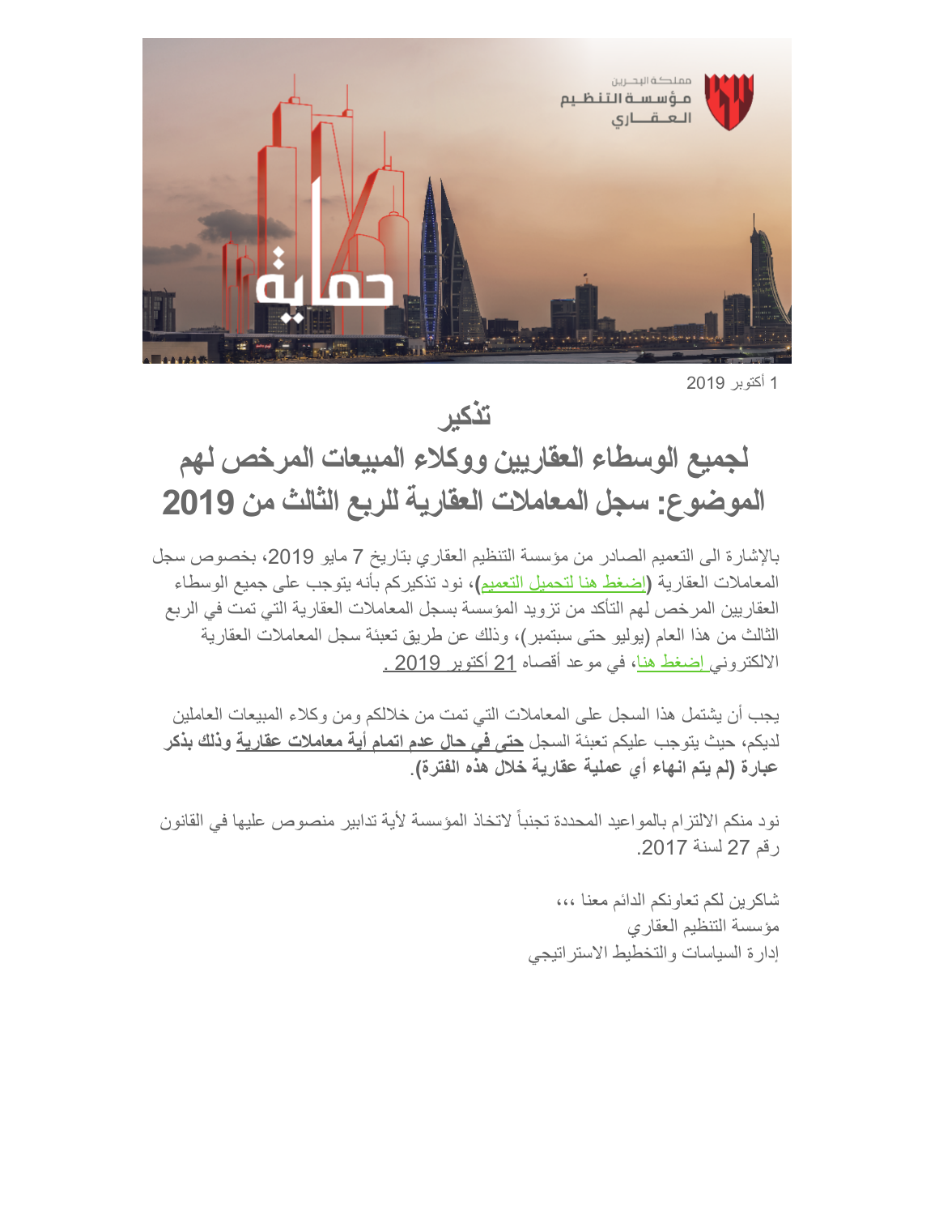1 أكتوبر 2019

# تذكير

## لجميع الوسطاء العقاريين ووكلاء المبيعات المرخص لهم

## الموضوع: سجل المعاملات العقارية للربع الثالث من 2019

بالإشارة الى التعميم الصادر من مؤسسة التنظيم العقاري بتاريخ 7 مايو 2019، بخصوص سجل المعاملات العقارية (إضغط هنا لتحميل التعميم)، نود تذكيركم بأنه يتوجب على جميع الوسطاء العقاريين المرخص لهم التأكد من تزويد المؤسسة بسجل المعاملات العقارية التي تمت في الربع الثالث من هذا العام (يوليو حتى سبتمبر)، وذلك عن طريق تعبئة سجل المعاملات العقارية الالكتروني إضغط هنا، في موعد أقصاه 21 أكتوبر 2019 .

يجب أن يشتمل هذا السجل على المعاملات التي تمت من خلالكم ومن وكلاء المبيعات العاملين لديكم، حيث يتوجب عليكم تعبئة السجل **حتى في حال عدم اتمام أية معاملات عقارية وذلك بذكر عبارة (لم يتم انهاء أي عملية عقارية خلال هذه الفترة)**.

نود منكم الالتزام بالمواعيد المحددة تجنباً لاتخاذ المؤسسة لأية تدابير منصوص عليها في القانون رقم 27 لسنة 2017.

شاكرين لكم تعاونكم الدائم معنا ،،،

مؤسسة التنظيم العقاري

إدارة السياسات والتخطيط الاستراتيجي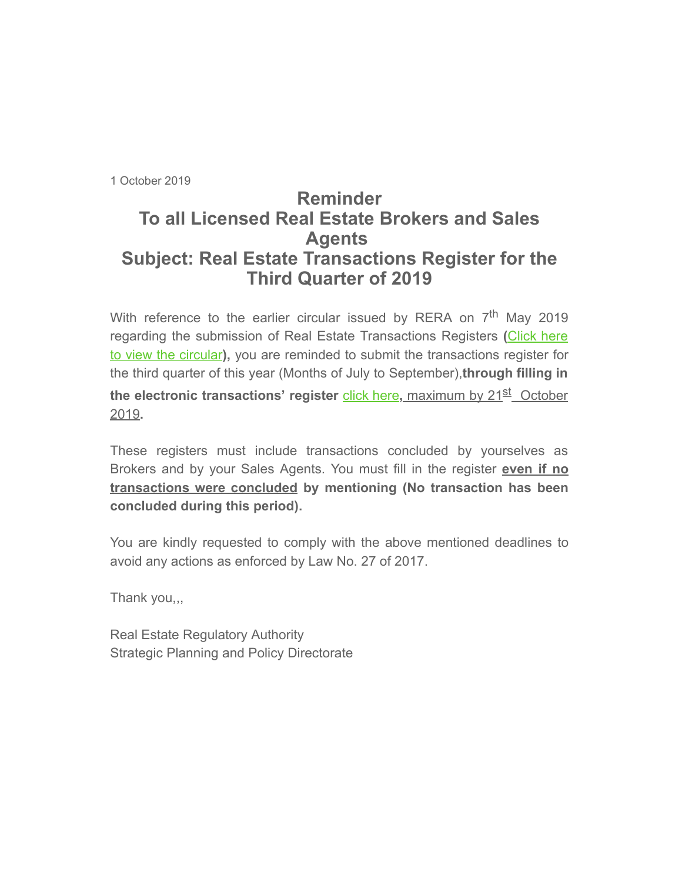1 October 2019

# Reminder
# To all Licensed Real Estate Brokers and Sales Agents
# Subject: Real Estate Transactions Register for the Third Quarter of 2019

With reference to the earlier circular issued by RERA on 7th May 2019 regarding the submission of Real Estate Transactions Registers **(**Click here to view the circular**),** you are reminded to submit the transactions register for the third quarter of this year (Months of July to September),**through filling in the electronic transactions' register** click here, maximum by 21st October 2019**.**

These registers must include transactions concluded by yourselves as Brokers and by your Sales Agents. You must fill in the register **even if no transactions were concluded by mentioning (No transaction has been concluded during this period).**

You are kindly requested to comply with the above mentioned deadlines to avoid any actions as enforced by Law No. 27 of 2017.

Thank you,,,

Real Estate Regulatory Authority
Strategic Planning and Policy Directorate